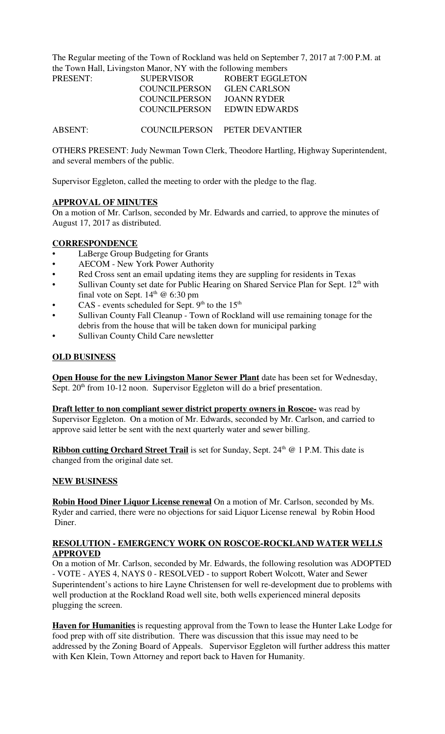The Regular meeting of the Town of Rockland was held on September 7, 2017 at 7:00 P.M. at the Town Hall, Livingston Manor, NY with the following members

| | | |
|---|---|---|
| PRESENT: | SUPERVISOR | ROBERT EGGLETON |
| | COUNCILPERSON | GLEN CARLSON |
| | COUNCILPERSON | JOANN RYDER |
| | COUNCILPERSON | EDWIN EDWARDS |
| ABSENT: | COUNCILPERSON | PETER DEVANTIER |

OTHERS PRESENT: Judy Newman Town Clerk, Theodore Hartling, Highway Superintendent, and several members of the public.

Supervisor Eggleton, called the meeting to order with the pledge to the flag.

**APPROVAL OF MINUTES**

On a motion of Mr. Carlson, seconded by Mr. Edwards and carried, to approve the minutes of August 17, 2017 as distributed.

**CORRESPONDENCE**

- LaBerge Group Budgeting for Grants
- AECOM - New York Power Authority
- Red Cross sent an email updating items they are suppling for residents in Texas
- Sullivan County set date for Public Hearing on Shared Service Plan for Sept. 12th with final vote on Sept. 14th @ 6:30 pm
- CAS - events scheduled for Sept. 9th to the 15th
- Sullivan County Fall Cleanup - Town of Rockland will use remaining tonage for the debris from the house that will be taken down for municipal parking
- Sullivan County Child Care newsletter

**OLD BUSINESS**

**Open House for the new Livingston Manor Sewer Plant** date has been set for Wednesday, Sept. 20th from 10-12 noon. Supervisor Eggleton will do a brief presentation.

**Draft letter to non compliant sewer district property owners in Roscoe-** was read by Supervisor Eggleton. On a motion of Mr. Edwards, seconded by Mr. Carlson, and carried to approve said letter be sent with the next quarterly water and sewer billing.

**Ribbon cutting Orchard Street Trail** is set for Sunday, Sept. 24th @ 1 P.M. This date is changed from the original date set.

**NEW BUSINESS**

**Robin Hood Diner Liquor License renewal** On a motion of Mr. Carlson, seconded by Ms. Ryder and carried, there were no objections for said Liquor License renewal by Robin Hood Diner.

**RESOLUTION - EMERGENCY WORK ON ROSCOE-ROCKLAND WATER WELLS APPROVED**

On a motion of Mr. Carlson, seconded by Mr. Edwards, the following resolution was ADOPTED - VOTE - AYES 4, NAYS 0 - RESOLVED - to support Robert Wolcott, Water and Sewer Superintendent's actions to hire Layne Christensen for well re-development due to problems with well production at the Rockland Road well site, both wells experienced mineral deposits plugging the screen.

**Haven for Humanities** is requesting approval from the Town to lease the Hunter Lake Lodge for food prep with off site distribution. There was discussion that this issue may need to be addressed by the Zoning Board of Appeals. Supervisor Eggleton will further address this matter with Ken Klein, Town Attorney and report back to Haven for Humanity.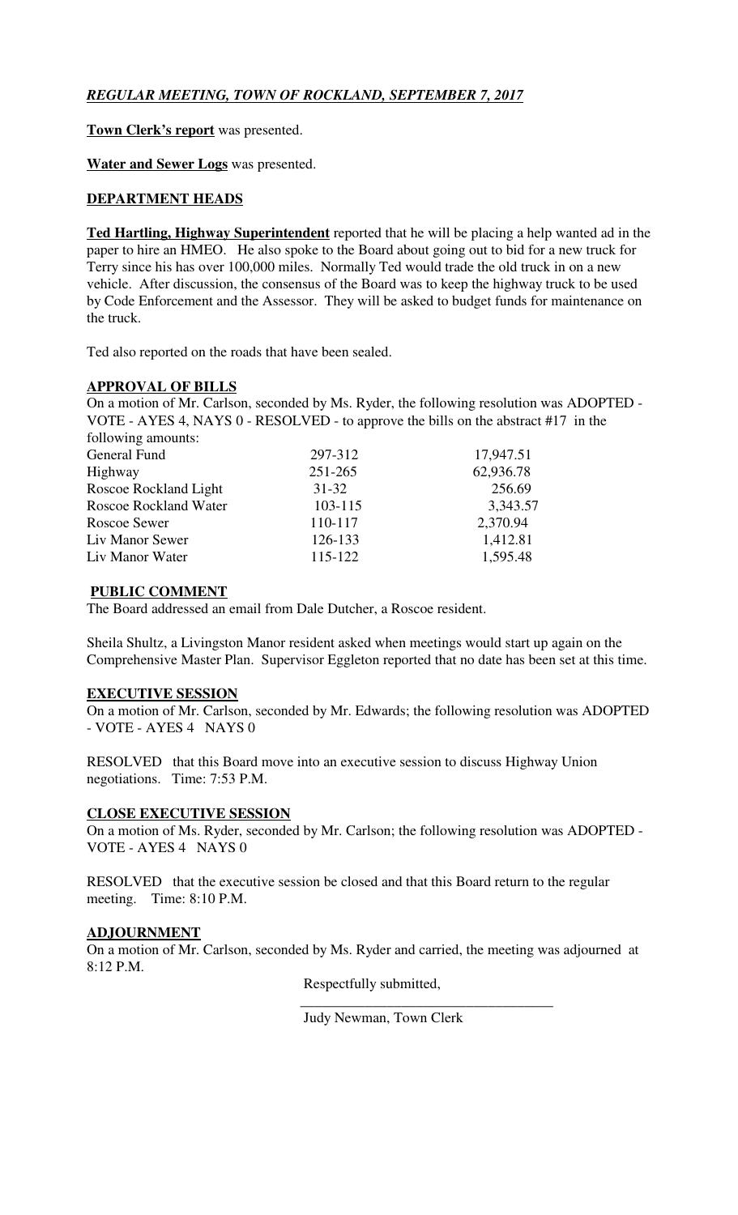## *REGULAR MEETING, TOWN OF ROCKLAND, SEPTEMBER 7, 2017*

**Town Clerk's report** was presented.

**Water and Sewer Logs** was presented.

### DEPARTMENT HEADS

**Ted Hartling, Highway Superintendent** reported that he will be placing a help wanted ad in the paper to hire an HMEO. He also spoke to the Board about going out to bid for a new truck for Terry since his has over 100,000 miles. Normally Ted would trade the old truck in on a new vehicle. After discussion, the consensus of the Board was to keep the highway truck to be used by Code Enforcement and the Assessor. They will be asked to budget funds for maintenance on the truck.

Ted also reported on the roads that have been sealed.

### APPROVAL OF BILLS

On a motion of Mr. Carlson, seconded by Ms. Ryder, the following resolution was ADOPTED - VOTE - AYES 4, NAYS 0 - RESOLVED - to approve the bills on the abstract #17 in the following amounts:

| | | |
|---|---|---|
| General Fund | 297-312 | 17,947.51 |
| Highway | 251-265 | 62,936.78 |
| Roscoe Rockland Light | 31-32 | 256.69 |
| Roscoe Rockland Water | 103-115 | 3,343.57 |
| Roscoe Sewer | 110-117 | 2,370.94 |
| Liv Manor Sewer | 126-133 | 1,412.81 |
| Liv Manor Water | 115-122 | 1,595.48 |

### PUBLIC COMMENT

The Board addressed an email from Dale Dutcher, a Roscoe resident.

Sheila Shultz, a Livingston Manor resident asked when meetings would start up again on the Comprehensive Master Plan. Supervisor Eggleton reported that no date has been set at this time.

### EXECUTIVE SESSION

On a motion of Mr. Carlson, seconded by Mr. Edwards; the following resolution was ADOPTED - VOTE - AYES 4 NAYS 0

RESOLVED that this Board move into an executive session to discuss Highway Union negotiations. Time: 7:53 P.M.

### CLOSE EXECUTIVE SESSION

On a motion of Ms. Ryder, seconded by Mr. Carlson; the following resolution was ADOPTED - VOTE - AYES 4 NAYS 0

RESOLVED that the executive session be closed and that this Board return to the regular meeting. Time: 8:10 P.M.

### ADJOURNMENT

On a motion of Mr. Carlson, seconded by Ms. Ryder and carried, the meeting was adjourned at 8:12 P.M.

Respectfully submitted,

\_\_\_\_\_\_\_\_\_\_\_\_\_\_\_\_\_\_\_\_\_\_\_\_\_\_\_\_\_\_\_\_\_\_\_

Judy Newman, Town Clerk